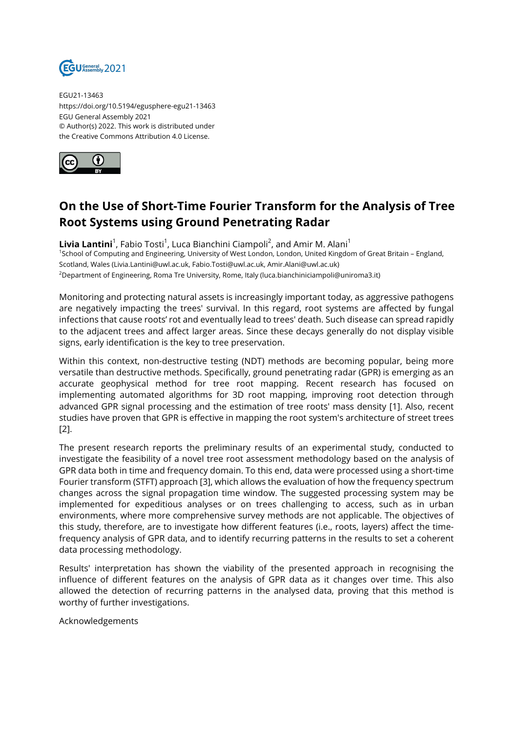EGU21-13463
https://doi.org/10.5194/egusphere-egu21-13463
EGU General Assembly 2021
© Author(s) 2022. This work is distributed under
the Creative Commons Attribution 4.0 License.

# On the Use of Short-Time Fourier Transform for the Analysis of Tree Root Systems using Ground Penetrating Radar

**Livia Lantini**[1], Fabio Tosti[1], Luca Bianchini Ciampoli[2], and Amir M. Alani[1]

[1]School of Computing and Engineering, University of West London, London, United Kingdom of Great Britain – England, Scotland, Wales (Livia.Lantini@uwl.ac.uk, Fabio.Tosti@uwl.ac.uk, Amir.Alani@uwl.ac.uk)

[2]Department of Engineering, Roma Tre University, Rome, Italy (luca.bianchiniciampoli@uniroma3.it)

Monitoring and protecting natural assets is increasingly important today, as aggressive pathogens are negatively impacting the trees' survival. In this regard, root systems are affected by fungal infections that cause roots' rot and eventually lead to trees' death. Such disease can spread rapidly to the adjacent trees and affect larger areas. Since these decays generally do not display visible signs, early identification is the key to tree preservation.

Within this context, non-destructive testing (NDT) methods are becoming popular, being more versatile than destructive methods. Specifically, ground penetrating radar (GPR) is emerging as an accurate geophysical method for tree root mapping. Recent research has focused on implementing automated algorithms for 3D root mapping, improving root detection through advanced GPR signal processing and the estimation of tree roots' mass density [1]. Also, recent studies have proven that GPR is effective in mapping the root system's architecture of street trees [2].

The present research reports the preliminary results of an experimental study, conducted to investigate the feasibility of a novel tree root assessment methodology based on the analysis of GPR data both in time and frequency domain. To this end, data were processed using a short-time Fourier transform (STFT) approach [3], which allows the evaluation of how the frequency spectrum changes across the signal propagation time window. The suggested processing system may be implemented for expeditious analyses or on trees challenging to access, such as in urban environments, where more comprehensive survey methods are not applicable. The objectives of this study, therefore, are to investigate how different features (i.e., roots, layers) affect the time-frequency analysis of GPR data, and to identify recurring patterns in the results to set a coherent data processing methodology.

Results' interpretation has shown the viability of the presented approach in recognising the influence of different features on the analysis of GPR data as it changes over time. This also allowed the detection of recurring patterns in the analysed data, proving that this method is worthy of further investigations.

Acknowledgements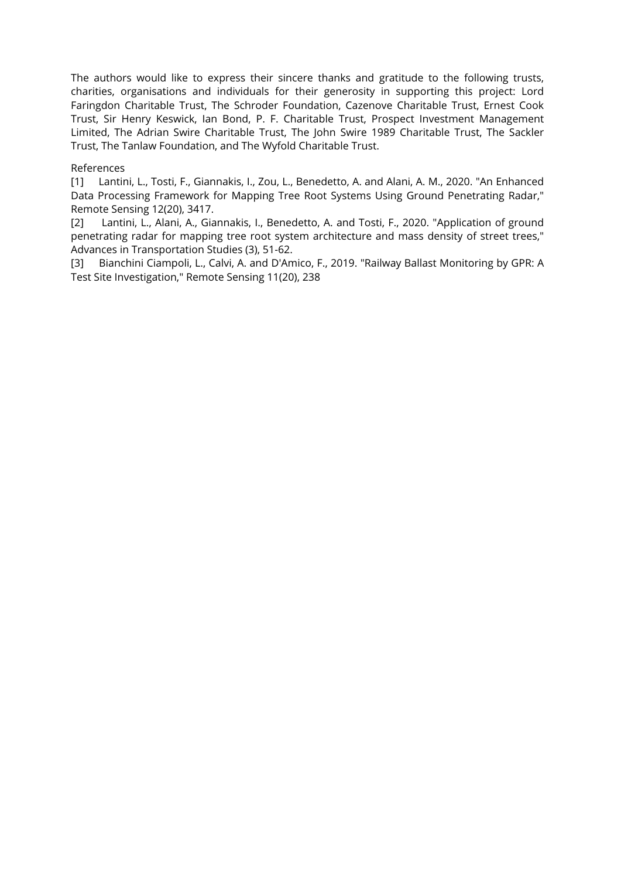The authors would like to express their sincere thanks and gratitude to the following trusts, charities, organisations and individuals for their generosity in supporting this project: Lord Faringdon Charitable Trust, The Schroder Foundation, Cazenove Charitable Trust, Ernest Cook Trust, Sir Henry Keswick, Ian Bond, P. F. Charitable Trust, Prospect Investment Management Limited, The Adrian Swire Charitable Trust, The John Swire 1989 Charitable Trust, The Sackler Trust, The Tanlaw Foundation, and The Wyfold Charitable Trust.

References

[1] Lantini, L., Tosti, F., Giannakis, I., Zou, L., Benedetto, A. and Alani, A. M., 2020. "An Enhanced Data Processing Framework for Mapping Tree Root Systems Using Ground Penetrating Radar," Remote Sensing 12(20), 3417.

[2] Lantini, L., Alani, A., Giannakis, I., Benedetto, A. and Tosti, F., 2020. "Application of ground penetrating radar for mapping tree root system architecture and mass density of street trees," Advances in Transportation Studies (3), 51-62.

[3] Bianchini Ciampoli, L., Calvi, A. and D'Amico, F., 2019. "Railway Ballast Monitoring by GPR: A Test Site Investigation," Remote Sensing 11(20), 238